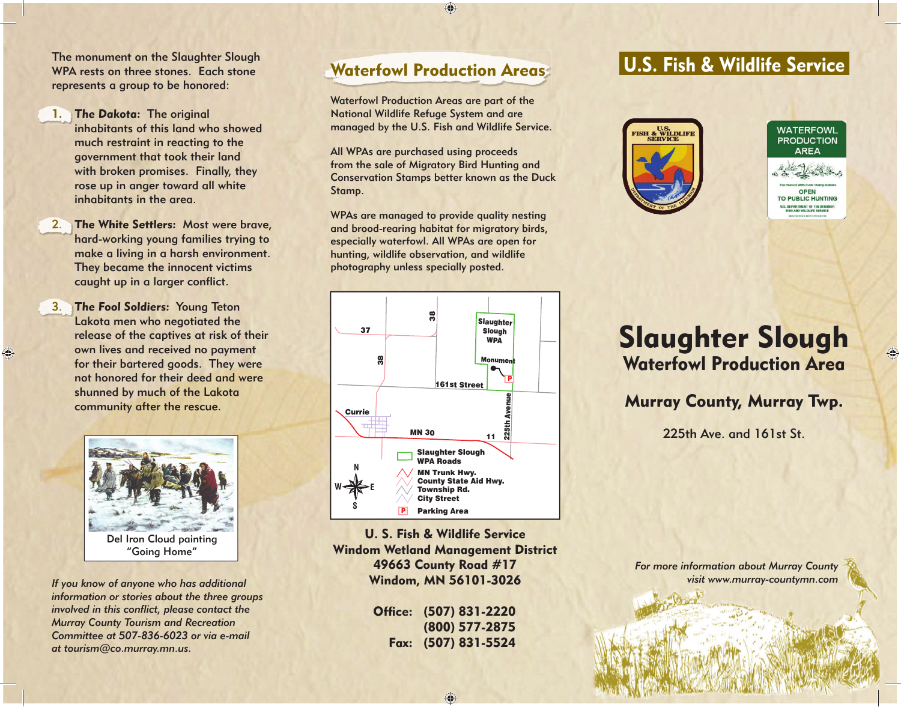The monument on the Slaughter Slough WPA rests on three stones. Each stone represents a group to be honored:

1. ***The Dakota:*** The original inhabitants of this land who showed much restraint in reacting to the government that took their land with broken promises. Finally, they rose up in anger toward all white inhabitants in the area.

2. ***The White Settlers:*** Most were brave, hard-working young families trying to make a living in a harsh environment. They became the innocent victims caught up in a larger conflict.

3. ***The Fool Soldiers:*** Young Teton Lakota men who negotiated the release of the captives at risk of their own lives and received no payment for their bartered goods. They were not honored for their deed and were shunned by much of the Lakota community after the rescue.

Del Iron Cloud painting "Going Home"

*If you know of anyone who has additional information or stories about the three groups involved in this conflict, please contact the Murray County Tourism and Recreation Committee at 507-836-6023 or via e-mail at tourism@co.murray.mn.us.*

## Waterfowl Production Areas

Waterfowl Production Areas are part of the National Wildlife Refuge System and are managed by the U.S. Fish and Wildlife Service.

All WPAs are purchased using proceeds from the sale of Migratory Bird Hunting and Conservation Stamps better known as the Duck Stamp.

WPAs are managed to provide quality nesting and brood-rearing habitat for migratory birds, especially waterfowl. All WPAs are open for hunting, wildlife observation, and wildlife photography unless specially posted.

Map labels: 37, 38, Slaughter Slough WPA, Monument, 161st Street, 225th Avenue, Currie, MN 30, 11, N, S, E, W

Legend:
- Slaughter Slough WPA Roads
- MN Trunk Hwy.
- County State Aid Hwy.
- Township Rd.
- City Street
- P Parking Area

**U. S. Fish & Wildlife Service**
**Windom Wetland Management District**
**49663 County Road #17**
**Windom, MN 56101-3026**

**Office: (507) 831-2220**
**(800) 577-2875**
**Fax: (507) 831-5524**

## U.S. Fish & Wildlife Service

U.S. FISH & WILDLIFE SERVICE — DEPARTMENT OF THE INTERIOR

WATERFOWL PRODUCTION AREA — Purchased with Duck Stamp Dollars — OPEN TO PUBLIC HUNTING — U.S. DEPARTMENT OF THE INTERIOR FISH AND WILDLIFE SERVICE

# Slaughter Slough

## Waterfowl Production Area

## Murray County, Murray Twp.

225th Ave. and 161st St.

*For more information about Murray County visit www.murray-countymn.com*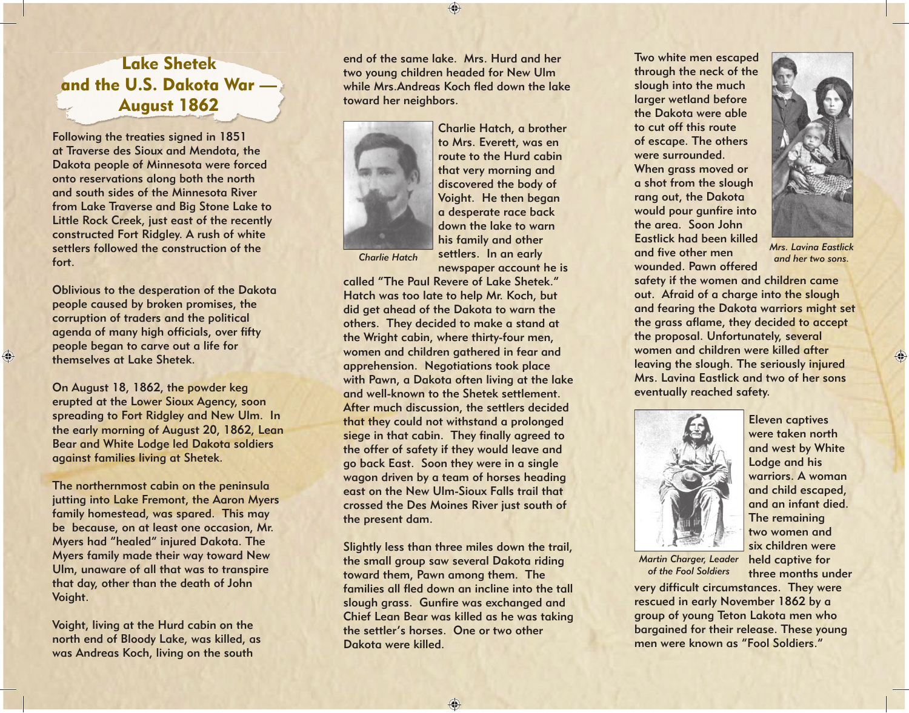# Lake Shetek and the U.S. Dakota War — August 1862

Following the treaties signed in 1851 at Traverse des Sioux and Mendota, the Dakota people of Minnesota were forced onto reservations along both the north and south sides of the Minnesota River from Lake Traverse and Big Stone Lake to Little Rock Creek, just east of the recently constructed Fort Ridgley. A rush of white settlers followed the construction of the fort.

Oblivious to the desperation of the Dakota people caused by broken promises, the corruption of traders and the political agenda of many high officials, over fifty people began to carve out a life for themselves at Lake Shetek.

On August 18, 1862, the powder keg erupted at the Lower Sioux Agency, soon spreading to Fort Ridgley and New Ulm. In the early morning of August 20, 1862, Lean Bear and White Lodge led Dakota soldiers against families living at Shetek.

The northernmost cabin on the peninsula jutting into Lake Fremont, the Aaron Myers family homestead, was spared. This may be because, on at least one occasion, Mr. Myers had "healed" injured Dakota. The Myers family made their way toward New Ulm, unaware of all that was to transpire that day, other than the death of John Voight.

Voight, living at the Hurd cabin on the north end of Bloody Lake, was killed, as was Andreas Koch, living on the south end of the same lake. Mrs. Hurd and her two young children headed for New Ulm while Mrs.Andreas Koch fled down the lake toward her neighbors.

*Charlie Hatch*

Charlie Hatch, a brother to Mrs. Everett, was en route to the Hurd cabin that very morning and discovered the body of Voight. He then began a desperate race back down the lake to warn his family and other settlers. In an early newspaper account he is called "The Paul Revere of Lake Shetek." Hatch was too late to help Mr. Koch, but did get ahead of the Dakota to warn the others. They decided to make a stand at the Wright cabin, where thirty-four men, women and children gathered in fear and apprehension. Negotiations took place with Pawn, a Dakota often living at the lake and well-known to the Shetek settlement. After much discussion, the settlers decided that they could not withstand a prolonged siege in that cabin. They finally agreed to the offer of safety if they would leave and go back East. Soon they were in a single wagon driven by a team of horses heading east on the New Ulm-Sioux Falls trail that crossed the Des Moines River just south of the present dam.

Slightly less than three miles down the trail, the small group saw several Dakota riding toward them, Pawn among them. The families all fled down an incline into the tall slough grass. Gunfire was exchanged and Chief Lean Bear was killed as he was taking the settler's horses. One or two other Dakota were killed.

Two white men escaped through the neck of the slough into the much larger wetland before the Dakota were able to cut off this route of escape. The others were surrounded. When grass moved or a shot from the slough rang out, the Dakota would pour gunfire into the area. Soon John Eastlick had been killed and five other men wounded. Pawn offered safety if the women and children came out. Afraid of a charge into the slough and fearing the Dakota warriors might set the grass aflame, they decided to accept the proposal. Unfortunately, several women and children were killed after leaving the slough. The seriously injured Mrs. Lavina Eastlick and two of her sons eventually reached safety.

*Mrs. Lavina Eastlick and her two sons.*

*Martin Charger, Leader of the Fool Soldiers*

Eleven captives were taken north and west by White Lodge and his warriors. A woman and child escaped, and an infant died. The remaining two women and six children were held captive for three months under very difficult circumstances. They were rescued in early November 1862 by a group of young Teton Lakota men who bargained for their release. These young men were known as "Fool Soldiers."